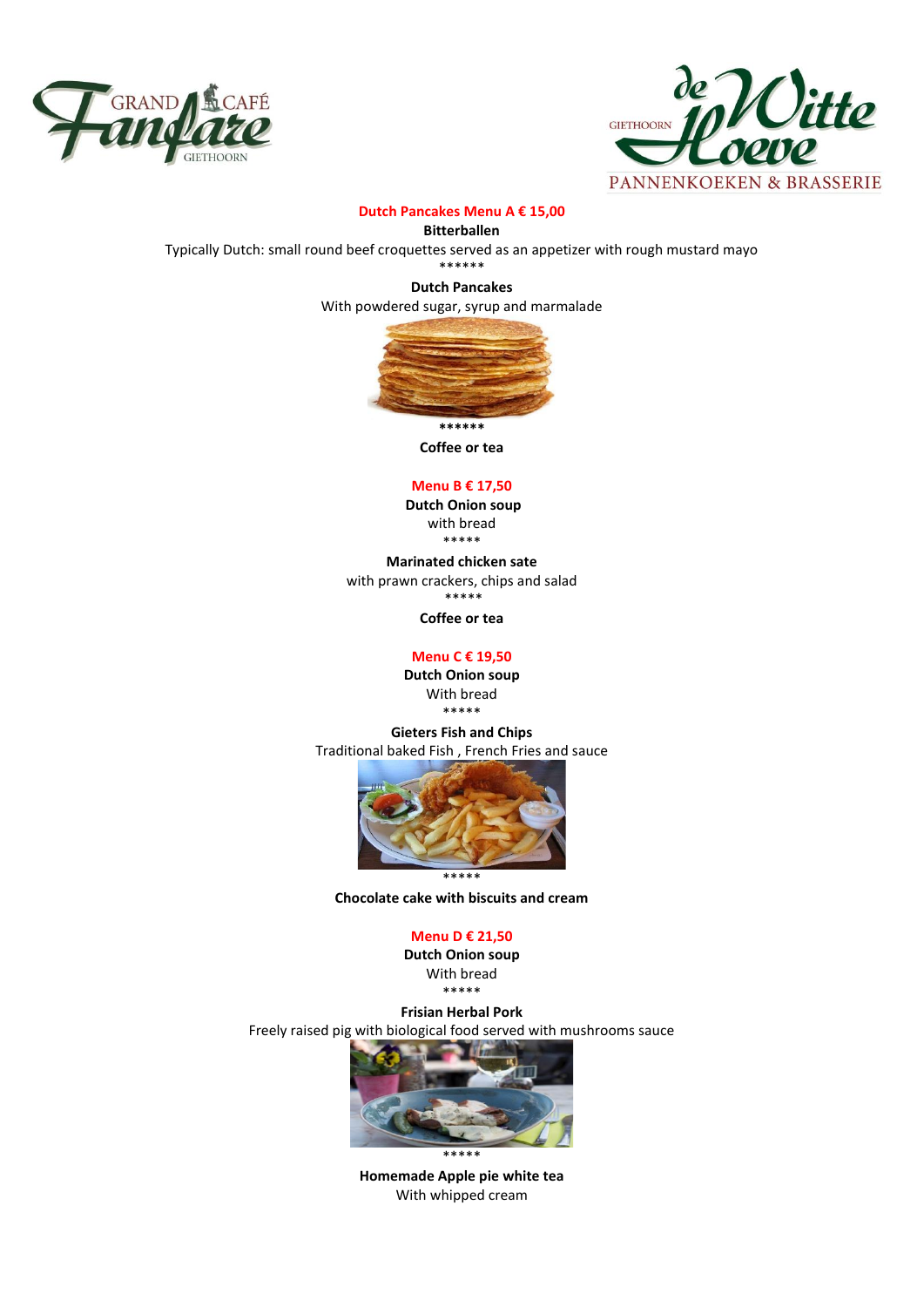GRAND CAFÉ Fanfare GIETHOORN

GIETHOORN de Witte Hoeve PANNENKOEKEN & BRASSERIE

## Dutch Pancakes Menu A € 15,00

**Bitterballen**

Typically Dutch: small round beef croquettes served as an appetizer with rough mustard mayo

******

**Dutch Pancakes**

With powdered sugar, syrup and marmalade

******

**Coffee or tea**

## Menu B € 17,50

**Dutch Onion soup**

with bread

*****

**Marinated chicken sate**

with prawn crackers, chips and salad

*****

**Coffee or tea**

## Menu C € 19,50

**Dutch Onion soup**

With bread

*****

**Gieters Fish and Chips**

Traditional baked Fish , French Fries and sauce

*****

**Chocolate cake with biscuits and cream**

## Menu D € 21,50

**Dutch Onion soup**

With bread

*****

**Frisian Herbal Pork**

Freely raised pig with biological food served with mushrooms sauce

*****

**Homemade Apple pie white tea**

With whipped cream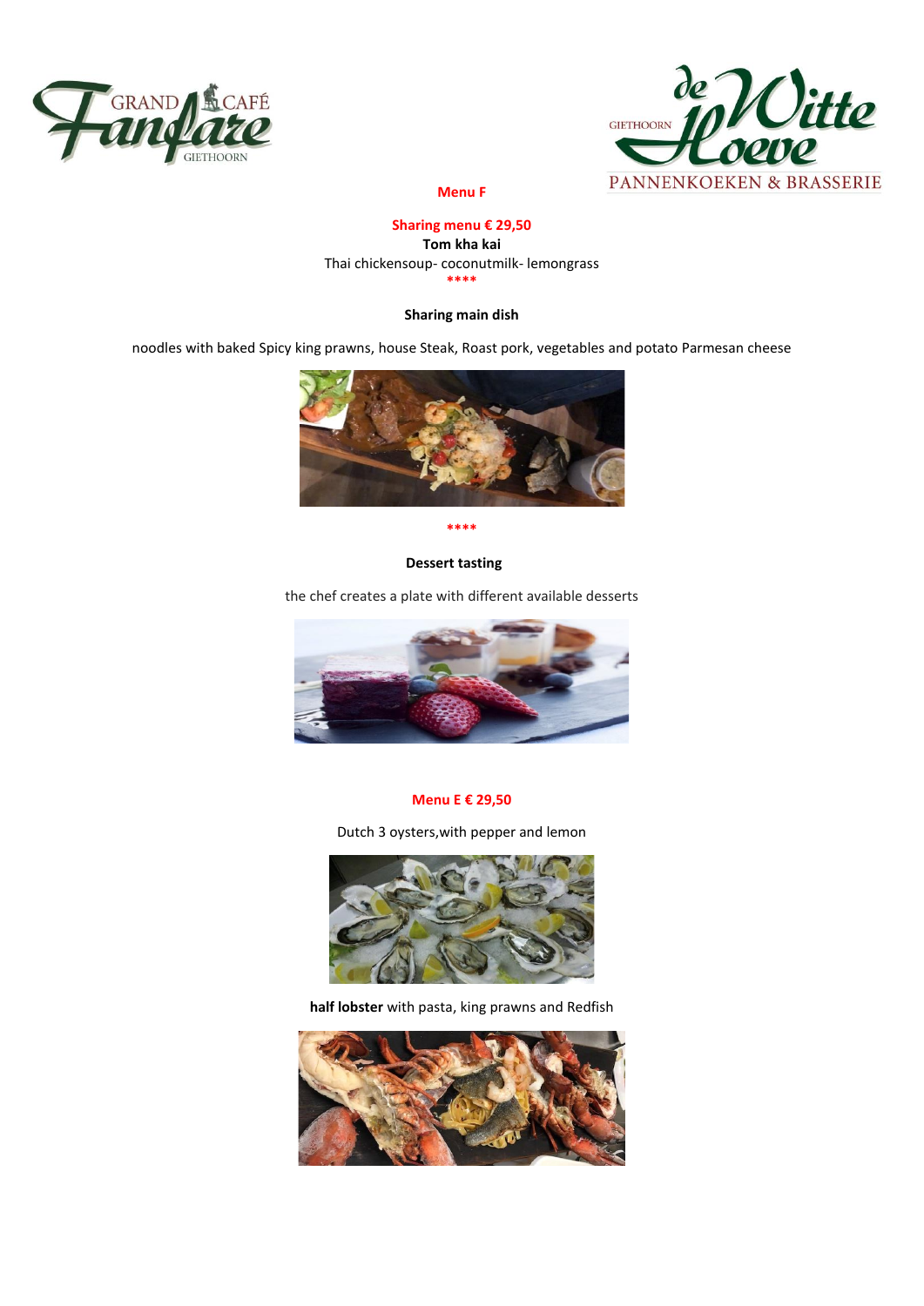Grand Café Fanfare Giethoorn

de Witte Hoeve Giethoorn — Pannenkoeken & Brasserie

## Menu F

**Sharing menu € 29,50**

**Tom kha kai**

Thai chickensoup- coconutmilk- lemongrass

****

**Sharing main dish**

noodles with baked Spicy king prawns, house Steak, Roast pork, vegetables and potato Parmesan cheese

****

**Dessert tasting**

the chef creates a plate with different available desserts

## Menu E € 29,50

Dutch 3 oysters,with pepper and lemon

**half lobster** with pasta, king prawns and Redfish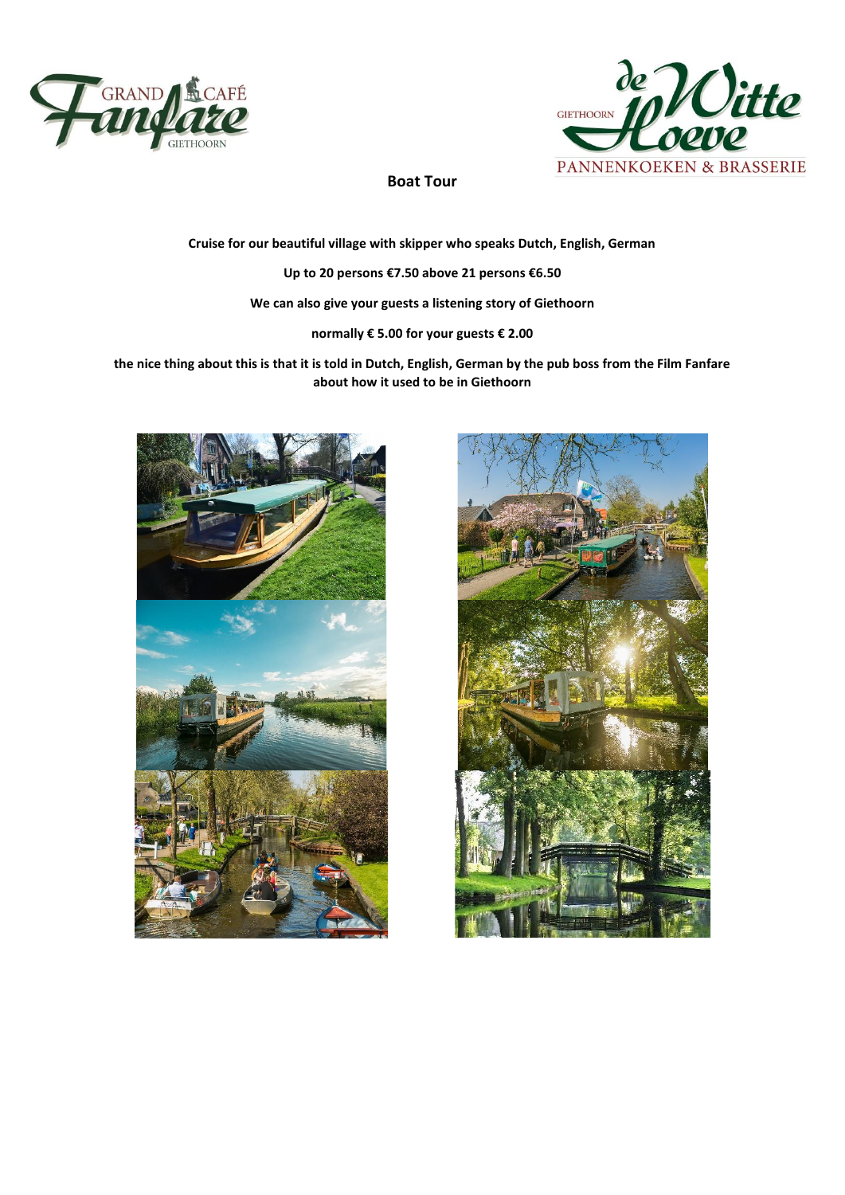**Boat Tour**

**Cruise for our beautiful village with skipper who speaks Dutch, English, German**

**Up to 20 persons €7.50 above 21 persons €6.50**

**We can also give your guests a listening story of Giethoorn**

**normally € 5.00 for your guests € 2.00**

**the nice thing about this is that it is told in Dutch, English, German by the pub boss from the Film Fanfare about how it used to be in Giethoorn**